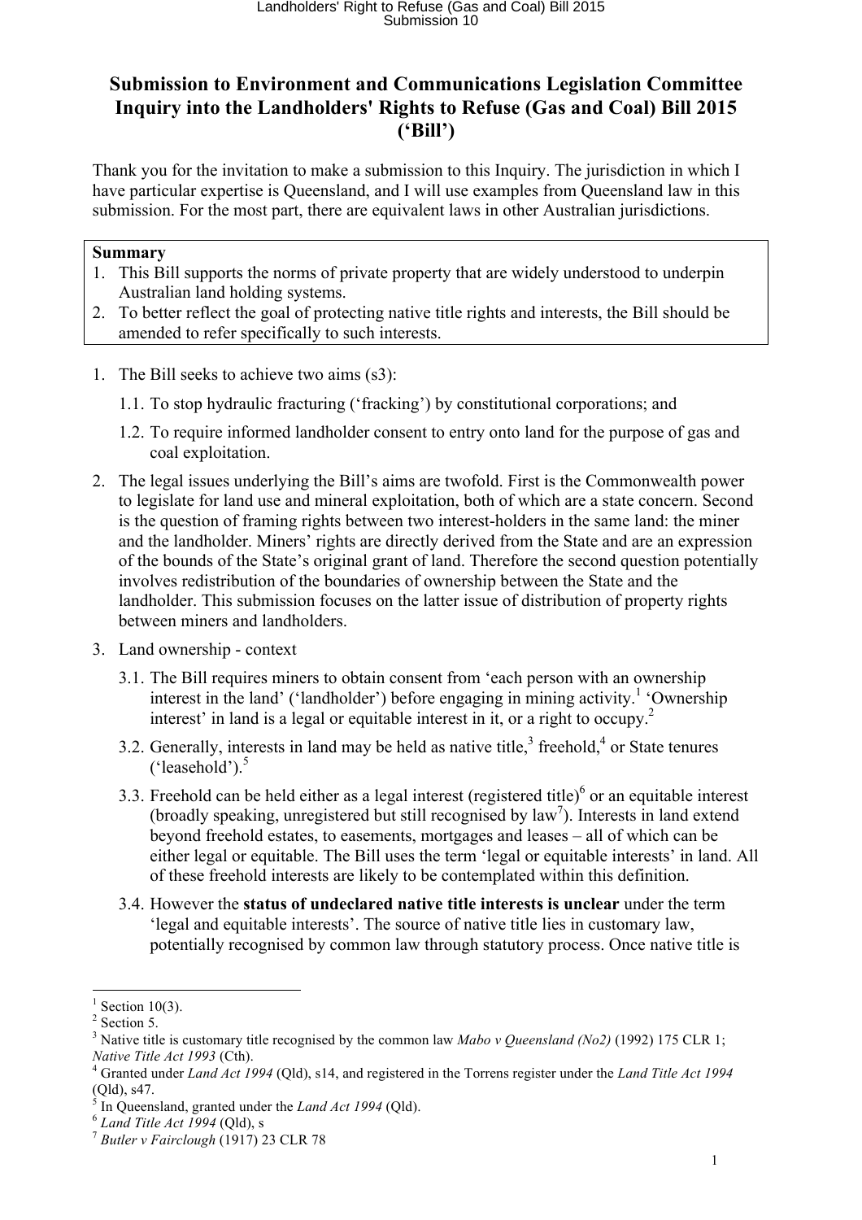# Submission to Environment and Communications Legislation Committee Inquiry into the Landholders' Rights to Refuse (Gas and Coal) Bill 2015 ('Bill')

Thank you for the invitation to make a submission to this Inquiry. The jurisdiction in which I have particular expertise is Queensland, and I will use examples from Queensland law in this submission. For the most part, there are equivalent laws in other Australian jurisdictions.

> **Summary**
> 1. This Bill supports the norms of private property that are widely understood to underpin Australian land holding systems.
> 2. To better reflect the goal of protecting native title rights and interests, the Bill should be amended to refer specifically to such interests.

1. The Bill seeks to achieve two aims (s3):
   1.1. To stop hydraulic fracturing ('fracking') by constitutional corporations; and
   1.2. To require informed landholder consent to entry onto land for the purpose of gas and coal exploitation.
2. The legal issues underlying the Bill's aims are twofold. First is the Commonwealth power to legislate for land use and mineral exploitation, both of which are a state concern. Second is the question of framing rights between two interest-holders in the same land: the miner and the landholder. Miners' rights are directly derived from the State and are an expression of the bounds of the State's original grant of land. Therefore the second question potentially involves redistribution of the boundaries of ownership between the State and the landholder. This submission focuses on the latter issue of distribution of property rights between miners and landholders.
3. Land ownership - context
   3.1. The Bill requires miners to obtain consent from 'each person with an ownership interest in the land' ('landholder') before engaging in mining activity.[1] 'Ownership interest' in land is a legal or equitable interest in it, or a right to occupy.[2]
   3.2. Generally, interests in land may be held as native title,[3] freehold,[4] or State tenures ('leasehold').[5]
   3.3. Freehold can be held either as a legal interest (registered title)[6] or an equitable interest (broadly speaking, unregistered but still recognised by law[7]). Interests in land extend beyond freehold estates, to easements, mortgages and leases – all of which can be either legal or equitable. The Bill uses the term 'legal or equitable interests' in land. All of these freehold interests are likely to be contemplated within this definition.
   3.4. However the **status of undeclared native title interests is unclear** under the term 'legal and equitable interests'. The source of native title lies in customary law, potentially recognised by common law through statutory process. Once native title is

---

[1] Section 10(3).

[2] Section 5.

[3] Native title is customary title recognised by the common law *Mabo v Queensland (No2)* (1992) 175 CLR 1; *Native Title Act 1993* (Cth).

[4] Granted under *Land Act 1994* (Qld), s14, and registered in the Torrens register under the *Land Title Act 1994* (Qld), s47.

[5] In Queensland, granted under the *Land Act 1994* (Qld).

[6] *Land Title Act 1994* (Qld), s

[7] *Butler v Fairclough* (1917) 23 CLR 78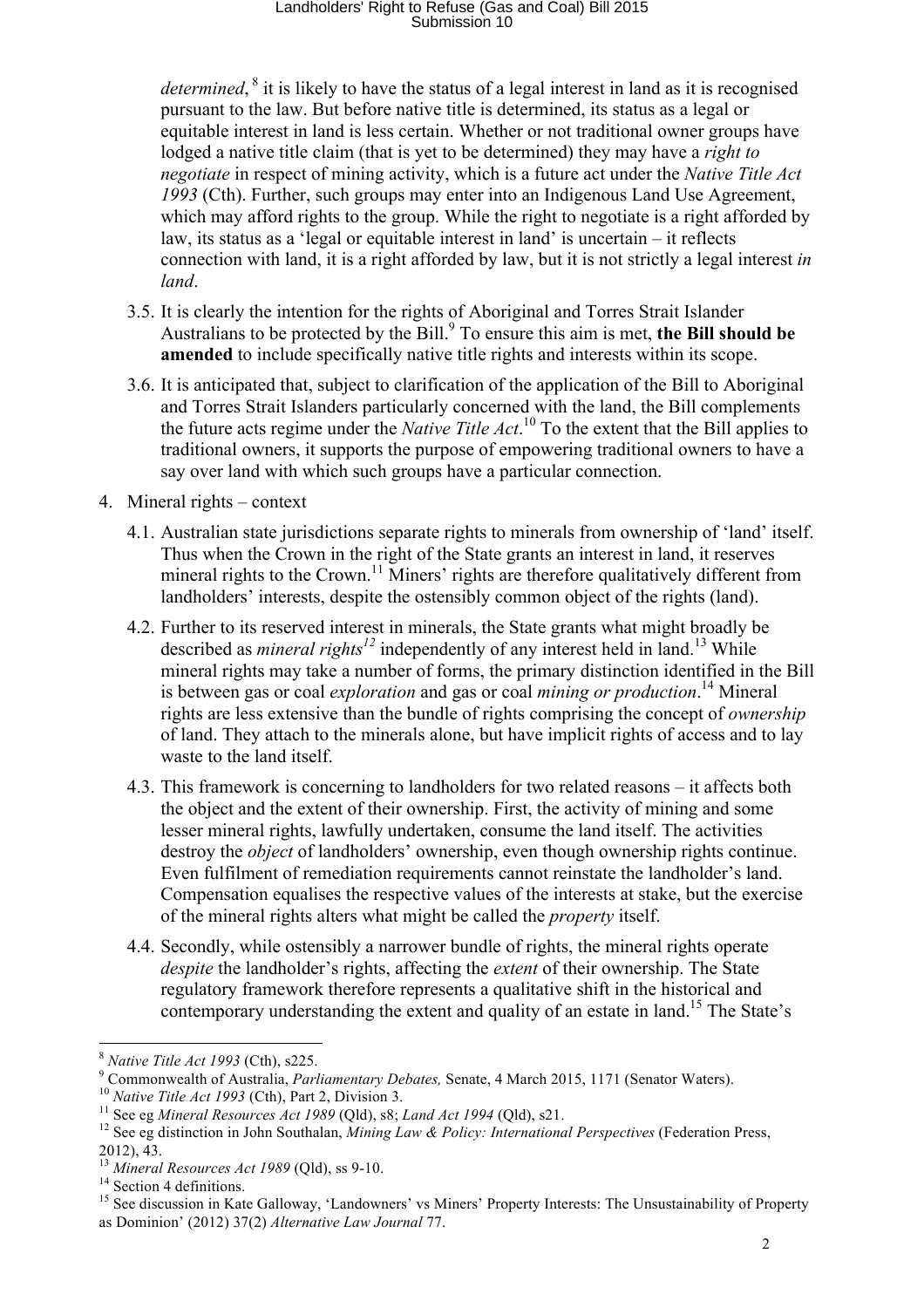*determined*, [8] it is likely to have the status of a legal interest in land as it is recognised pursuant to the law. But before native title is determined, its status as a legal or equitable interest in land is less certain. Whether or not traditional owner groups have lodged a native title claim (that is yet to be determined) they may have a *right to negotiate* in respect of mining activity, which is a future act under the *Native Title Act 1993* (Cth). Further, such groups may enter into an Indigenous Land Use Agreement, which may afford rights to the group. While the right to negotiate is a right afforded by law, its status as a 'legal or equitable interest in land' is uncertain – it reflects connection with land, it is a right afforded by law, but it is not strictly a legal interest *in land*.

3.5. It is clearly the intention for the rights of Aboriginal and Torres Strait Islander Australians to be protected by the Bill.[9] To ensure this aim is met, **the Bill should be amended** to include specifically native title rights and interests within its scope.

3.6. It is anticipated that, subject to clarification of the application of the Bill to Aboriginal and Torres Strait Islanders particularly concerned with the land, the Bill complements the future acts regime under the *Native Title Act*.[10] To the extent that the Bill applies to traditional owners, it supports the purpose of empowering traditional owners to have a say over land with which such groups have a particular connection.

4. Mineral rights – context

4.1. Australian state jurisdictions separate rights to minerals from ownership of 'land' itself. Thus when the Crown in the right of the State grants an interest in land, it reserves mineral rights to the Crown.[11] Miners' rights are therefore qualitatively different from landholders' interests, despite the ostensibly common object of the rights (land).

4.2. Further to its reserved interest in minerals, the State grants what might broadly be described as *mineral rights*[12] independently of any interest held in land.[13] While mineral rights may take a number of forms, the primary distinction identified in the Bill is between gas or coal *exploration* and gas or coal *mining or production*.[14] Mineral rights are less extensive than the bundle of rights comprising the concept of *ownership* of land. They attach to the minerals alone, but have implicit rights of access and to lay waste to the land itself.

4.3. This framework is concerning to landholders for two related reasons – it affects both the object and the extent of their ownership. First, the activity of mining and some lesser mineral rights, lawfully undertaken, consume the land itself. The activities destroy the *object* of landholders' ownership, even though ownership rights continue. Even fulfilment of remediation requirements cannot reinstate the landholder's land. Compensation equalises the respective values of the interests at stake, but the exercise of the mineral rights alters what might be called the *property* itself.

4.4. Secondly, while ostensibly a narrower bundle of rights, the mineral rights operate *despite* the landholder's rights, affecting the *extent* of their ownership. The State regulatory framework therefore represents a qualitative shift in the historical and contemporary understanding the extent and quality of an estate in land.[15] The State's

---

[8] *Native Title Act 1993* (Cth), s225.

[9] Commonwealth of Australia, *Parliamentary Debates,* Senate, 4 March 2015, 1171 (Senator Waters).

[10] *Native Title Act 1993* (Cth), Part 2, Division 3.

[11] See eg *Mineral Resources Act 1989* (Qld), s8; *Land Act 1994* (Qld), s21.

[12] See eg distinction in John Southalan, *Mining Law & Policy: International Perspectives* (Federation Press, 2012), 43.

[13] *Mineral Resources Act 1989* (Qld), ss 9-10.

[14] Section 4 definitions.

[15] See discussion in Kate Galloway, 'Landowners' vs Miners' Property Interests: The Unsustainability of Property as Dominion' (2012) 37(2) *Alternative Law Journal* 77.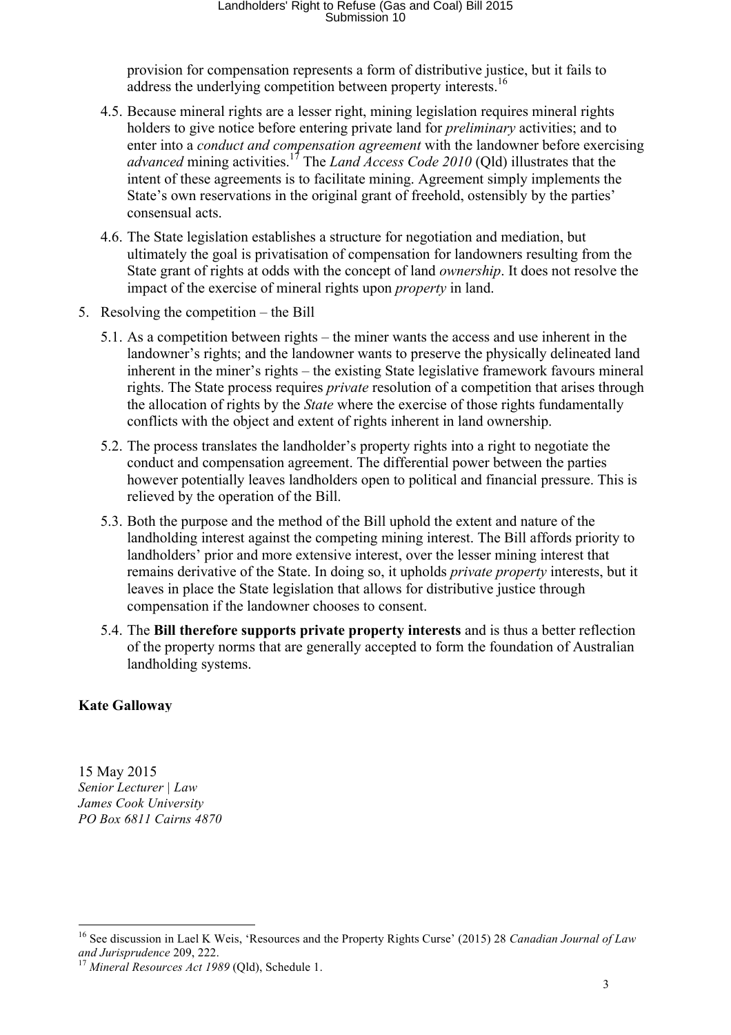provision for compensation represents a form of distributive justice, but it fails to address the underlying competition between property interests.[16]

4.5. Because mineral rights are a lesser right, mining legislation requires mineral rights holders to give notice before entering private land for *preliminary* activities; and to enter into a *conduct and compensation agreement* with the landowner before exercising *advanced* mining activities.[17] The *Land Access Code 2010* (Qld) illustrates that the intent of these agreements is to facilitate mining. Agreement simply implements the State's own reservations in the original grant of freehold, ostensibly by the parties' consensual acts.

4.6. The State legislation establishes a structure for negotiation and mediation, but ultimately the goal is privatisation of compensation for landowners resulting from the State grant of rights at odds with the concept of land *ownership*. It does not resolve the impact of the exercise of mineral rights upon *property* in land.

5. Resolving the competition – the Bill

5.1. As a competition between rights – the miner wants the access and use inherent in the landowner's rights; and the landowner wants to preserve the physically delineated land inherent in the miner's rights – the existing State legislative framework favours mineral rights. The State process requires *private* resolution of a competition that arises through the allocation of rights by the *State* where the exercise of those rights fundamentally conflicts with the object and extent of rights inherent in land ownership.

5.2. The process translates the landholder's property rights into a right to negotiate the conduct and compensation agreement. The differential power between the parties however potentially leaves landholders open to political and financial pressure. This is relieved by the operation of the Bill.

5.3. Both the purpose and the method of the Bill uphold the extent and nature of the landholding interest against the competing mining interest. The Bill affords priority to landholders' prior and more extensive interest, over the lesser mining interest that remains derivative of the State. In doing so, it upholds *private property* interests, but it leaves in place the State legislation that allows for distributive justice through compensation if the landowner chooses to consent.

5.4. The **Bill therefore supports private property interests** and is thus a better reflection of the property norms that are generally accepted to form the foundation of Australian landholding systems.

**Kate Galloway**

15 May 2015
*Senior Lecturer | Law*
*James Cook University*
*PO Box 6811 Cairns 4870*

---

[16] See discussion in Lael K Weis, 'Resources and the Property Rights Curse' (2015) 28 *Canadian Journal of Law and Jurisprudence* 209, 222.

[17] *Mineral Resources Act 1989* (Qld), Schedule 1.